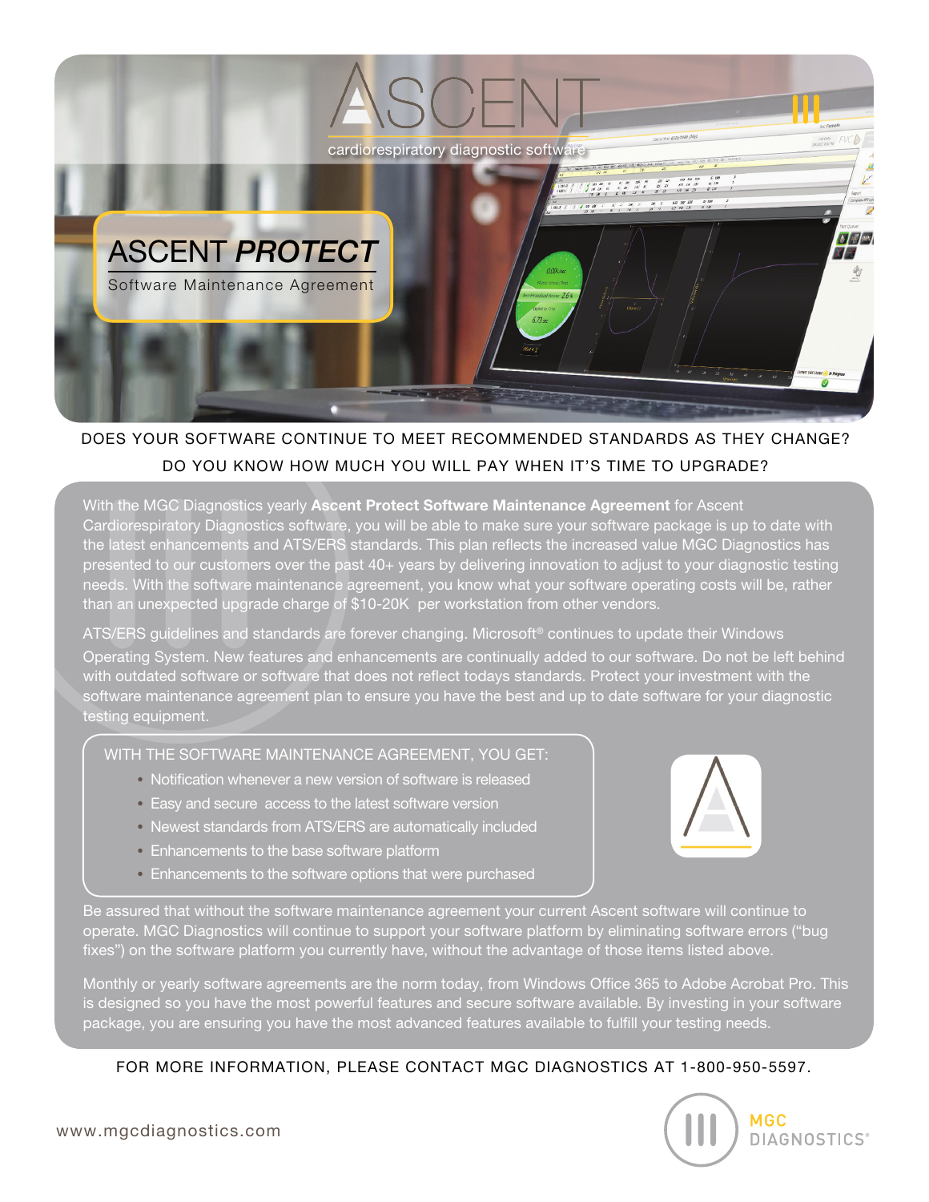# ASCENT

cardiorespiratory diagnostic software

## ASCENT *PROTECT*

Software Maintenance Agreement

DOES YOUR SOFTWARE CONTINUE TO MEET RECOMMENDED STANDARDS AS THEY CHANGE?

DO YOU KNOW HOW MUCH YOU WILL PAY WHEN IT'S TIME TO UPGRADE?

With the MGC Diagnostics yearly **Ascent Protect Software Maintenance Agreement** for Ascent Cardiorespiratory Diagnostics software, you will be able to make sure your software package is up to date with the latest enhancements and ATS/ERS standards. This plan reflects the increased value MGC Diagnostics has presented to our customers over the past 40+ years by delivering innovation to adjust to your diagnostic testing needs. With the software maintenance agreement, you know what your software operating costs will be, rather than an unexpected upgrade charge of $10-20K per workstation from other vendors.

ATS/ERS guidelines and standards are forever changing. Microsoft® continues to update their Windows Operating System. New features and enhancements are continually added to our software. Do not be left behind with outdated software or software that does not reflect todays standards. Protect your investment with the software maintenance agreement plan to ensure you have the best and up to date software for your diagnostic testing equipment.

WITH THE SOFTWARE MAINTENANCE AGREEMENT, YOU GET:

- Notification whenever a new version of software is released
- Easy and secure access to the latest software version
- Newest standards from ATS/ERS are automatically included
- Enhancements to the base software platform
- Enhancements to the software options that were purchased

Be assured that without the software maintenance agreement your current Ascent software will continue to operate. MGC Diagnostics will continue to support your software platform by eliminating software errors ("bug fixes") on the software platform you currently have, without the advantage of those items listed above.

Monthly or yearly software agreements are the norm today, from Windows Office 365 to Adobe Acrobat Pro. This is designed so you have the most powerful features and secure software available. By investing in your software package, you are ensuring you have the most advanced features available to fulfill your testing needs.

FOR MORE INFORMATION, PLEASE CONTACT MGC DIAGNOSTICS AT 1-800-950-5597.

www.mgcdiagnostics.com

MGC DIAGNOSTICS®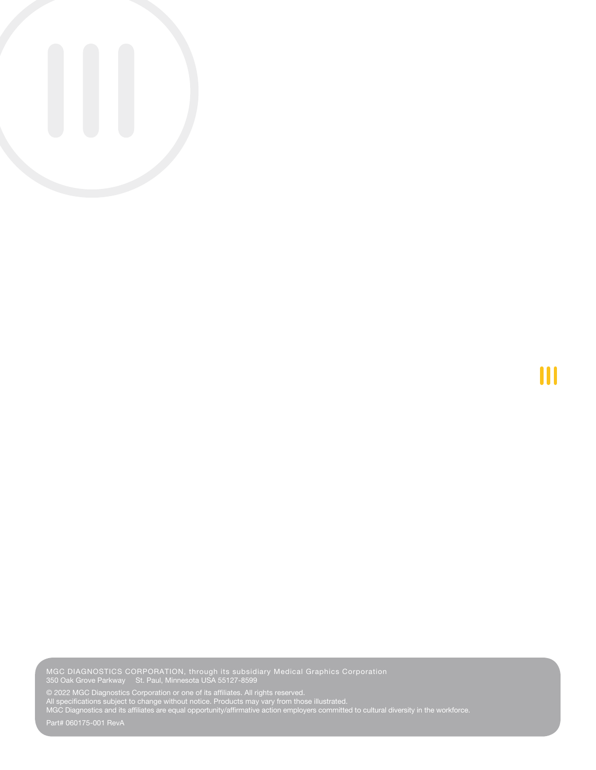MGC DIAGNOSTICS CORPORATION, through its subsidiary Medical Graphics Corporation
350 Oak Grove Parkway St. Paul, Minnesota USA 55127-8599

© 2022 MGC Diagnostics Corporation or one of its affiliates. All rights reserved.
All specifications subject to change without notice. Products may vary from those illustrated.
MGC Diagnostics and its affiliates are equal opportunity/affirmative action employers committed to cultural diversity in the workforce.

Part# 060175-001 RevA